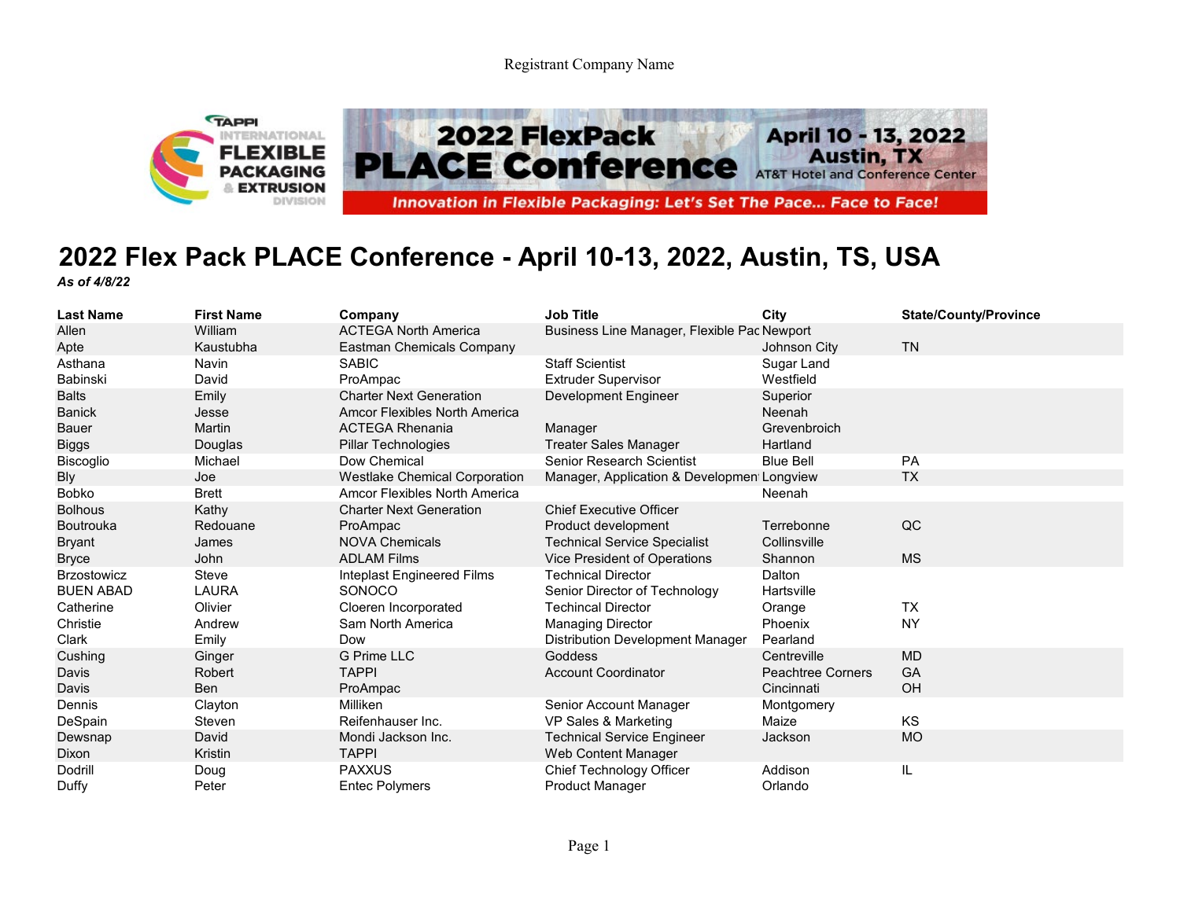Registrant Company Name

# 2022 Flex Pack PLACE Conference - April 10-13, 2022, Austin, TS, USA

*As of 4/8/22*

| Last Name | First Name | Company | Job Title | City | State/County/Province |
|---|---|---|---|---|---|
| Allen | William | ACTEGA North America | Business Line Manager, Flexible Pac | Newport | |
| Apte | Kaustubha | Eastman Chemicals Company | | Johnson City | TN |
| Asthana | Navin | SABIC | Staff Scientist | Sugar Land | |
| Babinski | David | ProAmpac | Extruder Supervisor | Westfield | |
| Balts | Emily | Charter Next Generation | Development Engineer | Superior | |
| Banick | Jesse | Amcor Flexibles North America | | Neenah | |
| Bauer | Martin | ACTEGA Rhenania | Manager | Grevenbroich | |
| Biggs | Douglas | Pillar Technologies | Treater Sales Manager | Hartland | |
| Biscoglio | Michael | Dow Chemical | Senior Research Scientist | Blue Bell | PA |
| Bly | Joe | Westlake Chemical Corporation | Manager, Application & Developmen | Longview | TX |
| Bobko | Brett | Amcor Flexibles North America | | Neenah | |
| Bolhous | Kathy | Charter Next Generation | Chief Executive Officer | | |
| Boutrouka | Redouane | ProAmpac | Product development | Terrebonne | QC |
| Bryant | James | NOVA Chemicals | Technical Service Specialist | Collinsville | |
| Bryce | John | ADLAM Films | Vice President of Operations | Shannon | MS |
| Brzostowicz | Steve | Inteplast Engineered Films | Technical Director | Dalton | |
| BUEN ABAD | LAURA | SONOCO | Senior Director of Technology | Hartsville | |
| Catherine | Olivier | Cloeren Incorporated | Techincal Director | Orange | TX |
| Christie | Andrew | Sam North America | Managing Director | Phoenix | NY |
| Clark | Emily | Dow | Distribution Development Manager | Pearland | |
| Cushing | Ginger | G Prime LLC | Goddess | Centreville | MD |
| Davis | Robert | TAPPI | Account Coordinator | Peachtree Corners | GA |
| Davis | Ben | ProAmpac | | Cincinnati | OH |
| Dennis | Clayton | Milliken | Senior Account Manager | Montgomery | |
| DeSpain | Steven | Reifenhauser Inc. | VP Sales & Marketing | Maize | KS |
| Dewsnap | David | Mondi Jackson Inc. | Technical Service Engineer | Jackson | MO |
| Dixon | Kristin | TAPPI | Web Content Manager | | |
| Dodrill | Doug | PAXXUS | Chief Technology Officer | Addison | IL |
| Duffy | Peter | Entec Polymers | Product Manager | Orlando | |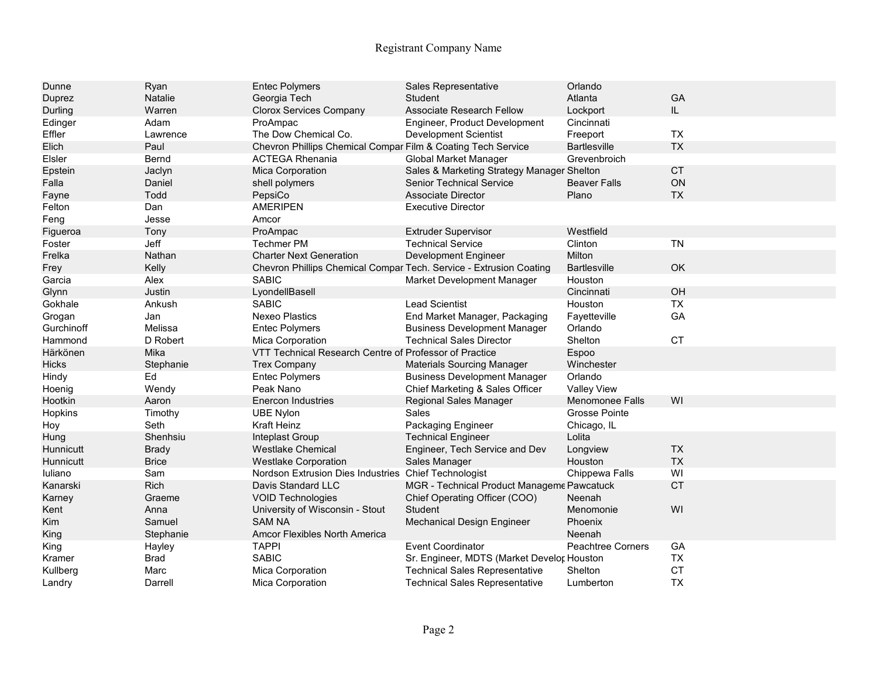Registrant Company Name

| | | | | | |
|---|---|---|---|---|---|
| Dunne | Ryan | Entec Polymers | Sales Representative | Orlando | |
| Duprez | Natalie | Georgia Tech | Student | Atlanta | GA |
| Durling | Warren | Clorox Services Company | Associate Research Fellow | Lockport | IL |
| Edinger | Adam | ProAmpac | Engineer, Product Development | Cincinnati | |
| Effler | Lawrence | The Dow Chemical Co. | Development Scientist | Freeport | TX |
| Elich | Paul | Chevron Phillips Chemical Compar | Film & Coating Tech Service | Bartlesville | TX |
| Elsler | Bernd | ACTEGA Rhenania | Global Market Manager | Grevenbroich | |
| Epstein | Jaclyn | Mica Corporation | Sales & Marketing Strategy Manager | Shelton | CT |
| Falla | Daniel | shell polymers | Senior Technical Service | Beaver Falls | ON |
| Fayne | Todd | PepsiCo | Associate Director | Plano | TX |
| Felton | Dan | AMERIPEN | Executive Director | | |
| Feng | Jesse | Amcor | | | |
| Figueroa | Tony | ProAmpac | Extruder Supervisor | Westfield | |
| Foster | Jeff | Techmer PM | Technical Service | Clinton | TN |
| Frelka | Nathan | Charter Next Generation | Development Engineer | Milton | |
| Frey | Kelly | Chevron Phillips Chemical Compar | Tech. Service - Extrusion Coating | Bartlesville | OK |
| Garcia | Alex | SABIC | Market Development Manager | Houston | |
| Glynn | Justin | LyondellBasell | | Cincinnati | OH |
| Gokhale | Ankush | SABIC | Lead Scientist | Houston | TX |
| Grogan | Jan | Nexeo Plastics | End Market Manager, Packaging | Fayetteville | GA |
| Gurchinoff | Melissa | Entec Polymers | Business Development Manager | Orlando | |
| Hammond | D Robert | Mica Corporation | Technical Sales Director | Shelton | CT |
| Härkönen | Mika | VTT Technical Research Centre of | Professor of Practice | Espoo | |
| Hicks | Stephanie | Trex Company | Materials Sourcing Manager | Winchester | |
| Hindy | Ed | Entec Polymers | Business Development Manager | Orlando | |
| Hoenig | Wendy | Peak Nano | Chief Marketing & Sales Officer | Valley View | |
| Hootkin | Aaron | Enercon Industries | Regional Sales Manager | Menomonee Falls | WI |
| Hopkins | Timothy | UBE Nylon | Sales | Grosse Pointe | |
| Hoy | Seth | Kraft Heinz | Packaging Engineer | Chicago, IL | |
| Hung | Shenhsiu | Inteplast Group | Technical Engineer | Lolita | |
| Hunnicutt | Brady | Westlake Chemical | Engineer, Tech Service and Dev | Longview | TX |
| Hunnicutt | Brice | Westlake Corporation | Sales Manager | Houston | TX |
| Iuliano | Sam | Nordson Extrusion Dies Industries | Chief Technologist | Chippewa Falls | WI |
| Kanarski | Rich | Davis Standard LLC | MGR - Technical Product Manageme | Pawcatuck | CT |
| Karney | Graeme | VOID Technologies | Chief Operating Officer (COO) | Neenah | |
| Kent | Anna | University of Wisconsin - Stout | Student | Menomonie | WI |
| Kim | Samuel | SAM NA | Mechanical Design Engineer | Phoenix | |
| King | Stephanie | Amcor Flexibles North America | | Neenah | |
| King | Hayley | TAPPI | Event Coordinator | Peachtree Corners | GA |
| Kramer | Brad | SABIC | Sr. Engineer, MDTS (Market Develop | Houston | TX |
| Kullberg | Marc | Mica Corporation | Technical Sales Representative | Shelton | CT |
| Landry | Darrell | Mica Corporation | Technical Sales Representative | Lumberton | TX |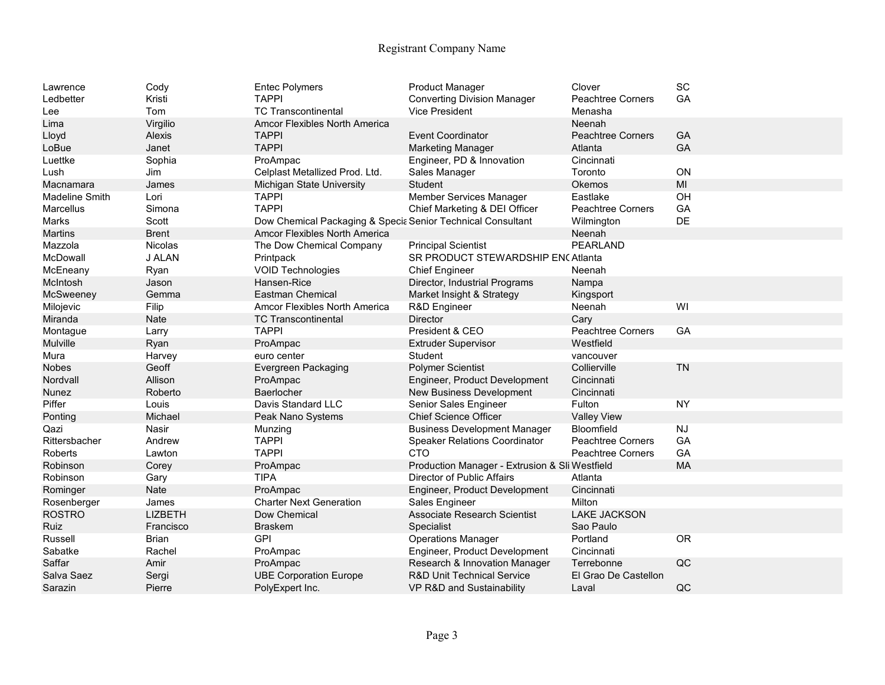# Registrant Company Name

| | | | | | |
|---|---|---|---|---|---|
| Lawrence | Cody | Entec Polymers | Product Manager | Clover | SC |
| Ledbetter | Kristi | TAPPI | Converting Division Manager | Peachtree Corners | GA |
| Lee | Tom | TC Transcontinental | Vice President | Menasha | |
| Lima | Virgilio | Amcor Flexibles North America | | Neenah | |
| Lloyd | Alexis | TAPPI | Event Coordinator | Peachtree Corners | GA |
| LoBue | Janet | TAPPI | Marketing Manager | Atlanta | GA |
| Luettke | Sophia | ProAmpac | Engineer, PD & Innovation | Cincinnati | |
| Lush | Jim | Celplast Metallized Prod. Ltd. | Sales Manager | Toronto | ON |
| Macnamara | James | Michigan State University | Student | Okemos | MI |
| Madeline Smith | Lori | TAPPI | Member Services Manager | Eastlake | OH |
| Marcellus | Simona | TAPPI | Chief Marketing & DEI Officer | Peachtree Corners | GA |
| Marks | Scott | Dow Chemical Packaging & Specia | Senior Technical Consultant | Wilmington | DE |
| Martins | Brent | Amcor Flexibles North America | | Neenah | |
| Mazzola | Nicolas | The Dow Chemical Company | Principal Scientist | PEARLAND | |
| McDowall | J ALAN | Printpack | SR PRODUCT STEWARDSHIP ENC | Atlanta | |
| McEneany | Ryan | VOID Technologies | Chief Engineer | Neenah | |
| McIntosh | Jason | Hansen-Rice | Director, Industrial Programs | Nampa | |
| McSweeney | Gemma | Eastman Chemical | Market Insight & Strategy | Kingsport | |
| Milojevic | Filip | Amcor Flexibles North America | R&D Engineer | Neenah | WI |
| Miranda | Nate | TC Transcontinental | Director | Cary | |
| Montague | Larry | TAPPI | President & CEO | Peachtree Corners | GA |
| Mulville | Ryan | ProAmpac | Extruder Supervisor | Westfield | |
| Mura | Harvey | euro center | Student | vancouver | |
| Nobes | Geoff | Evergreen Packaging | Polymer Scientist | Collierville | TN |
| Nordvall | Allison | ProAmpac | Engineer, Product Development | Cincinnati | |
| Nunez | Roberto | Baerlocher | New Business Development | Cincinnati | |
| Piffer | Louis | Davis Standard LLC | Senior Sales Engineer | Fulton | NY |
| Ponting | Michael | Peak Nano Systems | Chief Science Officer | Valley View | |
| Qazi | Nasir | Munzing | Business Development Manager | Bloomfield | NJ |
| Rittersbacher | Andrew | TAPPI | Speaker Relations Coordinator | Peachtree Corners | GA |
| Roberts | Lawton | TAPPI | CTO | Peachtree Corners | GA |
| Robinson | Corey | ProAmpac | Production Manager - Extrusion & Sli | Westfield | MA |
| Robinson | Gary | TIPA | Director of Public Affairs | Atlanta | |
| Rominger | Nate | ProAmpac | Engineer, Product Development | Cincinnati | |
| Rosenberger | James | Charter Next Generation | Sales Engineer | Milton | |
| ROSTRO | LIZBETH | Dow Chemical | Associate Research Scientist | LAKE JACKSON | |
| Ruiz | Francisco | Braskem | Specialist | Sao Paulo | |
| Russell | Brian | GPI | Operations Manager | Portland | OR |
| Sabatke | Rachel | ProAmpac | Engineer, Product Development | Cincinnati | |
| Saffar | Amir | ProAmpac | Research & Innovation Manager | Terrebonne | QC |
| Salva Saez | Sergi | UBE Corporation Europe | R&D Unit Technical Service | El Grao De Castellon | |
| Sarazin | Pierre | PolyExpert Inc. | VP R&D and Sustainability | Laval | QC |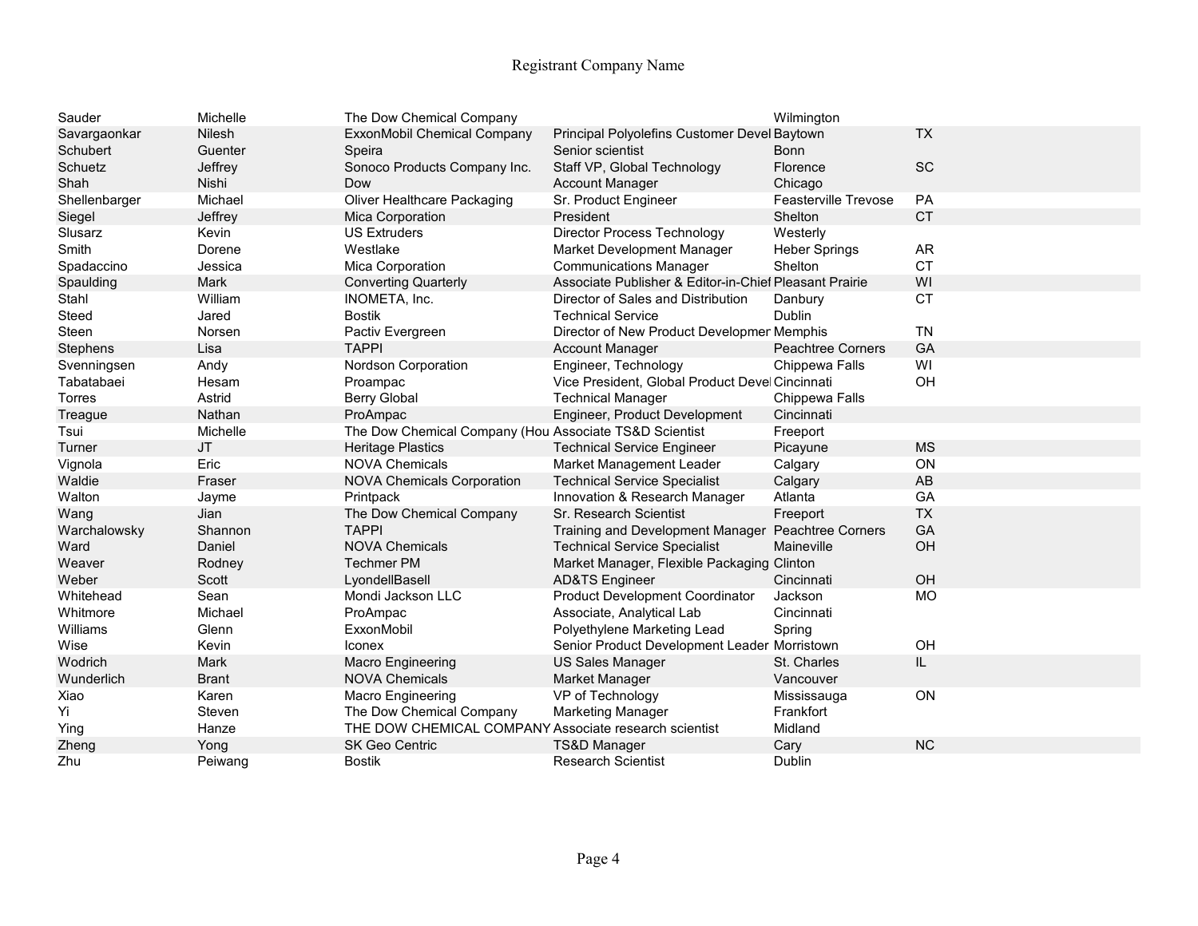# Registrant Company Name

| | | | | | |
|---|---|---|---|---|---|
| Sauder | Michelle | The Dow Chemical Company | | Wilmington | |
| Savargaonkar | Nilesh | ExxonMobil Chemical Company | Principal Polyolefins Customer Devel | Baytown | TX |
| Schubert | Guenter | Speira | Senior scientist | Bonn | |
| Schuetz | Jeffrey | Sonoco Products Company Inc. | Staff VP, Global Technology | Florence | SC |
| Shah | Nishi | Dow | Account Manager | Chicago | |
| Shellenbarger | Michael | Oliver Healthcare Packaging | Sr. Product Engineer | Feasterville Trevose | PA |
| Siegel | Jeffrey | Mica Corporation | President | Shelton | CT |
| Slusarz | Kevin | US Extruders | Director Process Technology | Westerly | |
| Smith | Dorene | Westlake | Market Development Manager | Heber Springs | AR |
| Spadaccino | Jessica | Mica Corporation | Communications Manager | Shelton | CT |
| Spaulding | Mark | Converting Quarterly | Associate Publisher & Editor-in-Chief | Pleasant Prairie | WI |
| Stahl | William | INOMETA, Inc. | Director of Sales and Distribution | Danbury | CT |
| Steed | Jared | Bostik | Technical Service | Dublin | |
| Steen | Norsen | Pactiv Evergreen | Director of New Product Developmer | Memphis | TN |
| Stephens | Lisa | TAPPI | Account Manager | Peachtree Corners | GA |
| Svenningsen | Andy | Nordson Corporation | Engineer, Technology | Chippewa Falls | WI |
| Tabatabaei | Hesam | Proampac | Vice President, Global Product Devel | Cincinnati | OH |
| Torres | Astrid | Berry Global | Technical Manager | Chippewa Falls | |
| Treague | Nathan | ProAmpac | Engineer, Product Development | Cincinnati | |
| Tsui | Michelle | The Dow Chemical Company (Hou | Associate TS&D Scientist | Freeport | |
| Turner | JT | Heritage Plastics | Technical Service Engineer | Picayune | MS |
| Vignola | Eric | NOVA Chemicals | Market Management Leader | Calgary | ON |
| Waldie | Fraser | NOVA Chemicals Corporation | Technical Service Specialist | Calgary | AB |
| Walton | Jayme | Printpack | Innovation & Research Manager | Atlanta | GA |
| Wang | Jian | The Dow Chemical Company | Sr. Research Scientist | Freeport | TX |
| Warchalowsky | Shannon | TAPPI | Training and Development Manager | Peachtree Corners | GA |
| Ward | Daniel | NOVA Chemicals | Technical Service Specialist | Maineville | OH |
| Weaver | Rodney | Techmer PM | Market Manager, Flexible Packaging | Clinton | |
| Weber | Scott | LyondellBasell | AD&TS Engineer | Cincinnati | OH |
| Whitehead | Sean | Mondi Jackson LLC | Product Development Coordinator | Jackson | MO |
| Whitmore | Michael | ProAmpac | Associate, Analytical Lab | Cincinnati | |
| Williams | Glenn | ExxonMobil | Polyethylene Marketing Lead | Spring | |
| Wise | Kevin | Iconex | Senior Product Development Leader | Morristown | OH |
| Wodrich | Mark | Macro Engineering | US Sales Manager | St. Charles | IL |
| Wunderlich | Brant | NOVA Chemicals | Market Manager | Vancouver | |
| Xiao | Karen | Macro Engineering | VP of Technology | Mississauga | ON |
| Yi | Steven | The Dow Chemical Company | Marketing Manager | Frankfort | |
| Ying | Hanze | THE DOW CHEMICAL COMPANY | Associate research scientist | Midland | |
| Zheng | Yong | SK Geo Centric | TS&D Manager | Cary | NC |
| Zhu | Peiwang | Bostik | Research Scientist | Dublin | |